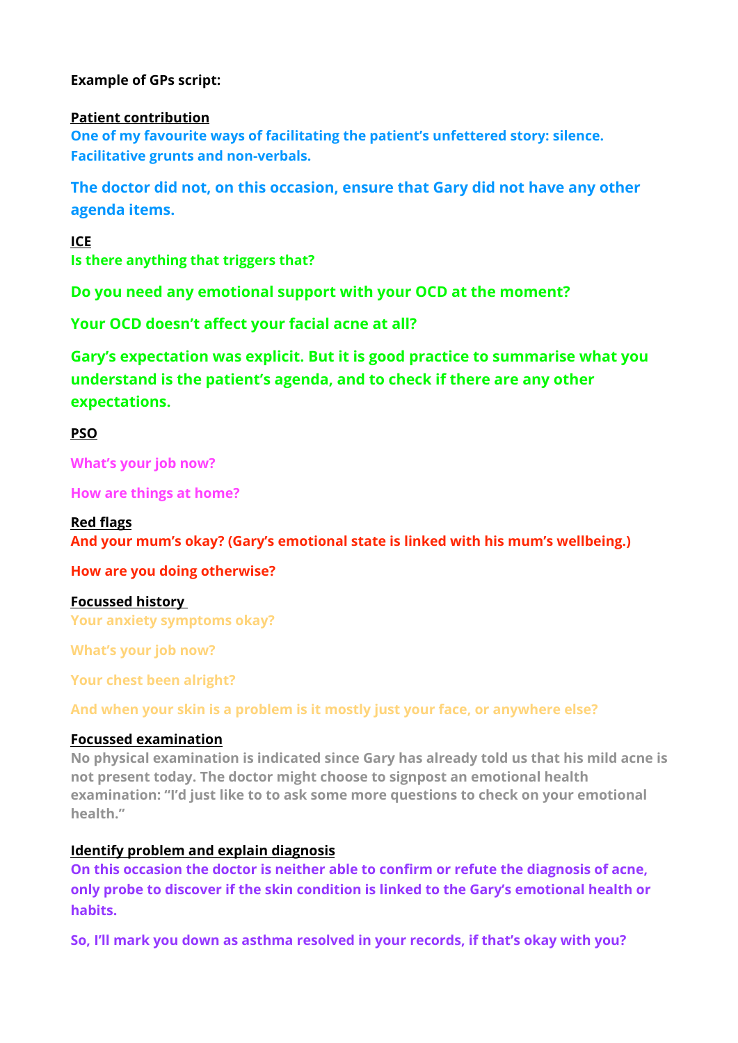**Example of GPs script:**

**Patient contribution**

One of my favourite ways of facilitating the patient's unfettered story: silence. Facilitative grunts and non-verbals.

The doctor did not, on this occasion, ensure that Gary did not have any other agenda items.

**ICE**

Is there anything that triggers that?

Do you need any emotional support with your OCD at the moment?

Your OCD doesn't affect your facial acne at all?

Gary's expectation was explicit. But it is good practice to summarise what you understand is the patient's agenda, and to check if there are any other expectations.

**PSO**

What's your job now?

How are things at home?

**Red flags**

And your mum's okay? (Gary's emotional state is linked with his mum's wellbeing.)

How are you doing otherwise?

**Focussed history**

Your anxiety symptoms okay?

What's your job now?

Your chest been alright?

And when your skin is a problem is it mostly just your face, or anywhere else?

**Focussed examination**

No physical examination is indicated since Gary has already told us that his mild acne is not present today. The doctor might choose to signpost an emotional health examination: "I'd just like to to ask some more questions to check on your emotional health."

**Identify problem and explain diagnosis**

On this occasion the doctor is neither able to confirm or refute the diagnosis of acne, only probe to discover if the skin condition is linked to the Gary's emotional health or habits.

So, I'll mark you down as asthma resolved in your records, if that's okay with you?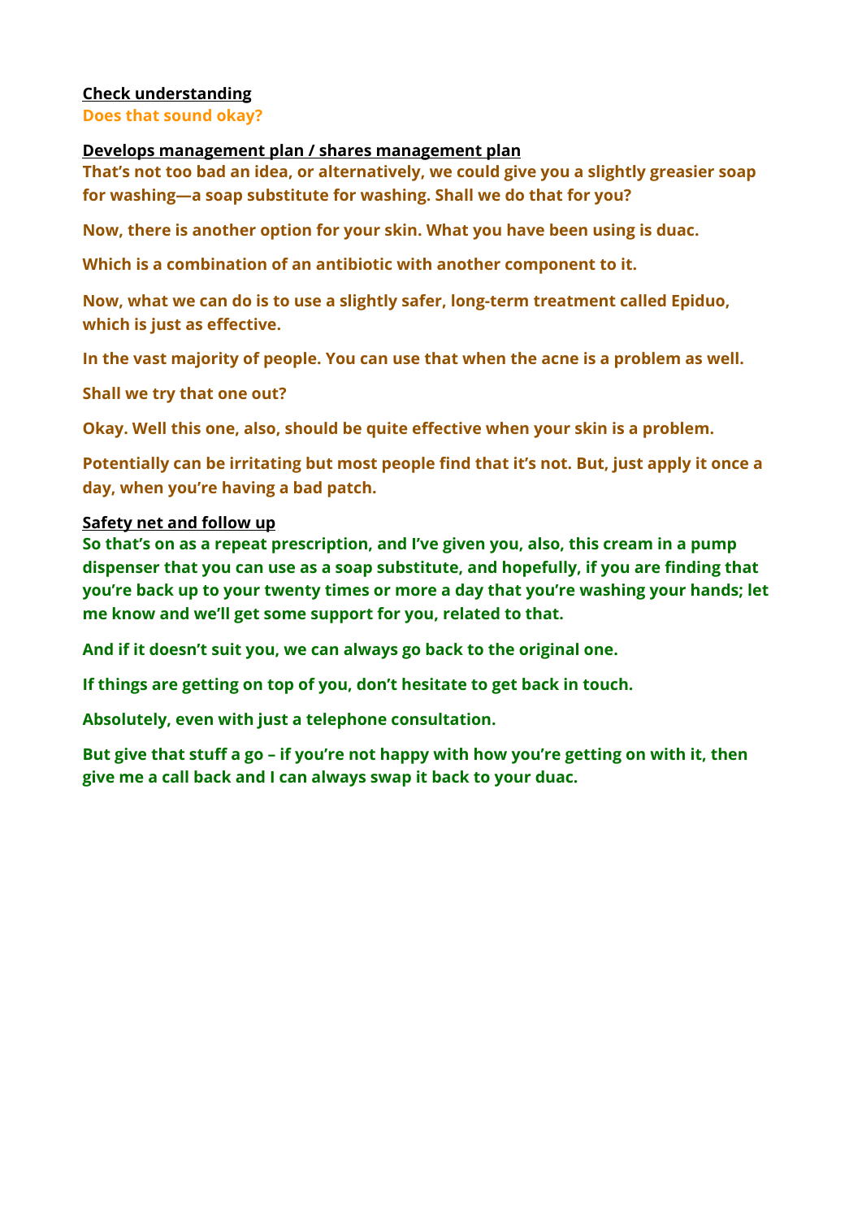**Check understanding**

**Does that sound okay?**

**Develops management plan / shares management plan**

**That's not too bad an idea, or alternatively, we could give you a slightly greasier soap for washing—a soap substitute for washing. Shall we do that for you?**

**Now, there is another option for your skin. What you have been using is duac.**

**Which is a combination of an antibiotic with another component to it.**

**Now, what we can do is to use a slightly safer, long-term treatment called Epiduo, which is just as effective.**

**In the vast majority of people. You can use that when the acne is a problem as well.**

**Shall we try that one out?**

**Okay. Well this one, also, should be quite effective when your skin is a problem.**

**Potentially can be irritating but most people find that it's not. But, just apply it once a day, when you're having a bad patch.**

**Safety net and follow up**

**So that's on as a repeat prescription, and I've given you, also, this cream in a pump dispenser that you can use as a soap substitute, and hopefully, if you are finding that you're back up to your twenty times or more a day that you're washing your hands; let me know and we'll get some support for you, related to that.**

**And if it doesn't suit you, we can always go back to the original one.**

**If things are getting on top of you, don't hesitate to get back in touch.**

**Absolutely, even with just a telephone consultation.**

**But give that stuff a go – if you're not happy with how you're getting on with it, then give me a call back and I can always swap it back to your duac.**